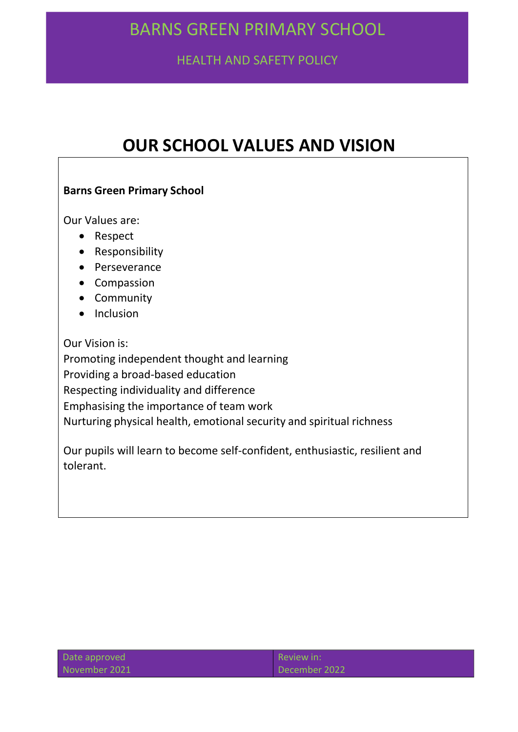# BARNS GREEN PRIMARY SCHOOL

## HEALTH AND SAFETY POLICY

# OUR SCHOOL VALUES AND VISION

**Barns Green Primary School**

Our Values are:

- Respect
- Responsibility
- Perseverance
- Compassion
- Community
- Inclusion

Our Vision is:
Promoting independent thought and learning
Providing a broad-based education
Respecting individuality and difference
Emphasising the importance of team work
Nurturing physical health, emotional security and spiritual richness

Our pupils will learn to become self-confident, enthusiastic, resilient and tolerant.

| Date approved November 2021 | Review in: December 2022 |
| --- | --- |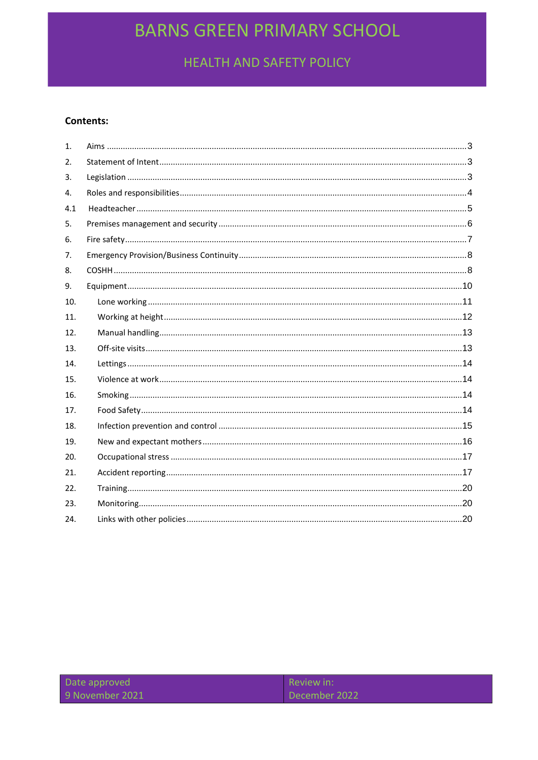# BARNS GREEN PRIMARY SCHOOL

## HEALTH AND SAFETY POLICY

**Contents:**

1. Aims ....................................................................................................................3
2. Statement of Intent ...........................................................................................3
3. Legislation ..........................................................................................................3
4. Roles and responsibilities...................................................................................4

4.1 Headteacher .......................................................................................................5

5. Premises management and security ..................................................................6
6. Fire safety ...........................................................................................................7
7. Emergency Provision/Business Continuity .........................................................8
8. COSHH ................................................................................................................8
9. Equipment .........................................................................................................10
10. Lone working .....................................................................................................11
11. Working at height ..............................................................................................12
12. Manual handling ................................................................................................13
13. Off-site visits .......................................................................................................13
14. Lettings ..............................................................................................................14
15. Violence at work .................................................................................................14
16. Smoking ..............................................................................................................14
17. Food Safety .........................................................................................................14
18. Infection prevention and control ........................................................................15
19. New and expectant mothers ...............................................................................16
20. Occupational stress ............................................................................................17
21. Accident reporting ..............................................................................................17
22. Training ...............................................................................................................20
23. Monitoring ..........................................................................................................20
24. Links with other policies .....................................................................................20

| Date approved | Review in: |
|---|---|
| 9 November 2021 | December 2022 |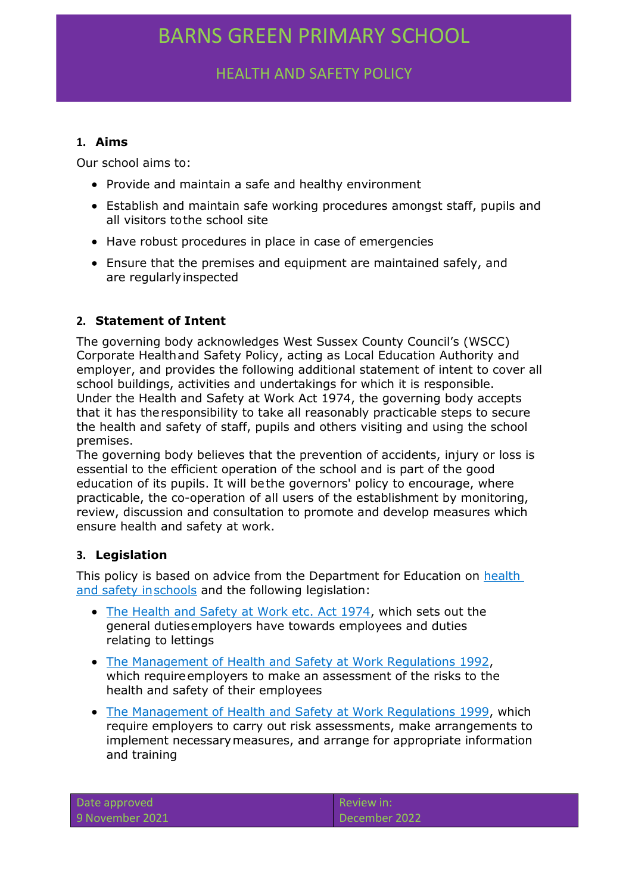# BARNS GREEN PRIMARY SCHOOL

## HEALTH AND SAFETY POLICY

### 1. Aims

Our school aims to:

- Provide and maintain a safe and healthy environment
- Establish and maintain safe working procedures amongst staff, pupils and all visitors to the school site
- Have robust procedures in place in case of emergencies
- Ensure that the premises and equipment are maintained safely, and are regularly inspected

### 2. Statement of Intent

The governing body acknowledges West Sussex County Council's (WSCC) Corporate Health and Safety Policy, acting as Local Education Authority and employer, and provides the following additional statement of intent to cover all school buildings, activities and undertakings for which it is responsible.
Under the Health and Safety at Work Act 1974, the governing body accepts that it has the responsibility to take all reasonably practicable steps to secure the health and safety of staff, pupils and others visiting and using the school premises.
The governing body believes that the prevention of accidents, injury or loss is essential to the efficient operation of the school and is part of the good education of its pupils. It will be the governors' policy to encourage, where practicable, the co-operation of all users of the establishment by monitoring, review, discussion and consultation to promote and develop measures which ensure health and safety at work.

### 3. Legislation

This policy is based on advice from the Department for Education on health and safety in schools and the following legislation:

- The Health and Safety at Work etc. Act 1974, which sets out the general duties employers have towards employees and duties relating to lettings
- The Management of Health and Safety at Work Regulations 1992, which require employers to make an assessment of the risks to the health and safety of their employees
- The Management of Health and Safety at Work Regulations 1999, which require employers to carry out risk assessments, make arrangements to implement necessary measures, and arrange for appropriate information and training

| Date approved | Review in: |
|---|---|
| 9 November 2021 | December 2022 |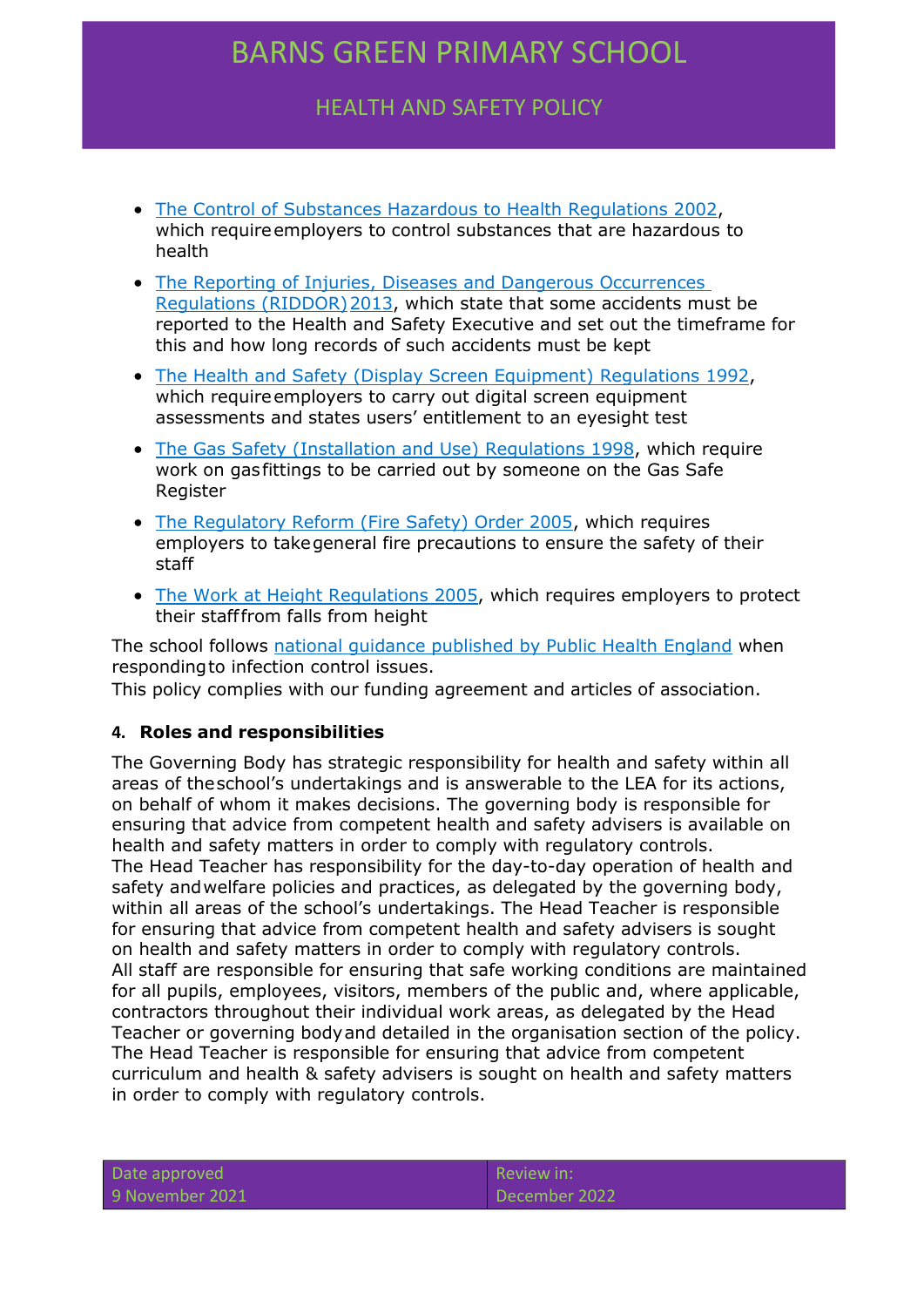- The Control of Substances Hazardous to Health Regulations 2002, which require employers to control substances that are hazardous to health
- The Reporting of Injuries, Diseases and Dangerous Occurrences Regulations (RIDDOR) 2013, which state that some accidents must be reported to the Health and Safety Executive and set out the timeframe for this and how long records of such accidents must be kept
- The Health and Safety (Display Screen Equipment) Regulations 1992, which require employers to carry out digital screen equipment assessments and states users' entitlement to an eyesight test
- The Gas Safety (Installation and Use) Regulations 1998, which require work on gas fittings to be carried out by someone on the Gas Safe Register
- The Regulatory Reform (Fire Safety) Order 2005, which requires employers to take general fire precautions to ensure the safety of their staff
- The Work at Height Regulations 2005, which requires employers to protect their staff from falls from height

The school follows national guidance published by Public Health England when responding to infection control issues.
This policy complies with our funding agreement and articles of association.

## 4. Roles and responsibilities

The Governing Body has strategic responsibility for health and safety within all areas of the school's undertakings and is answerable to the LEA for its actions, on behalf of whom it makes decisions. The governing body is responsible for ensuring that advice from competent health and safety advisers is available on health and safety matters in order to comply with regulatory controls.
The Head Teacher has responsibility for the day-to-day operation of health and safety and welfare policies and practices, as delegated by the governing body, within all areas of the school's undertakings. The Head Teacher is responsible for ensuring that advice from competent health and safety advisers is sought on health and safety matters in order to comply with regulatory controls.
All staff are responsible for ensuring that safe working conditions are maintained for all pupils, employees, visitors, members of the public and, where applicable, contractors throughout their individual work areas, as delegated by the Head Teacher or governing body and detailed in the organisation section of the policy.
The Head Teacher is responsible for ensuring that advice from competent curriculum and health & safety advisers is sought on health and safety matters in order to comply with regulatory controls.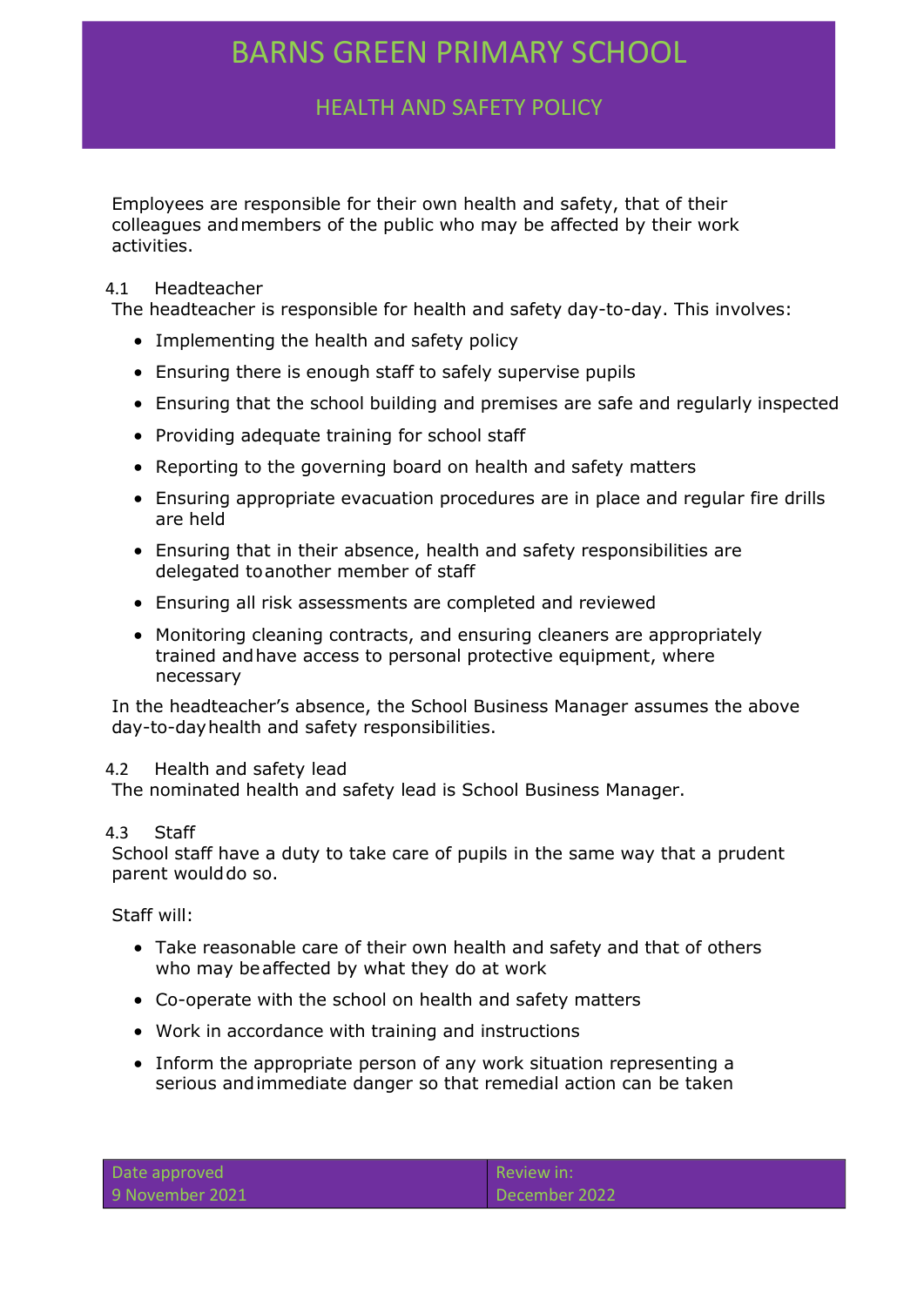Employees are responsible for their own health and safety, that of their colleagues and members of the public who may be affected by their work activities.

### 4.1 Headteacher

The headteacher is responsible for health and safety day-to-day. This involves:

- Implementing the health and safety policy
- Ensuring there is enough staff to safely supervise pupils
- Ensuring that the school building and premises are safe and regularly inspected
- Providing adequate training for school staff
- Reporting to the governing board on health and safety matters
- Ensuring appropriate evacuation procedures are in place and regular fire drills are held
- Ensuring that in their absence, health and safety responsibilities are delegated to another member of staff
- Ensuring all risk assessments are completed and reviewed
- Monitoring cleaning contracts, and ensuring cleaners are appropriately trained and have access to personal protective equipment, where necessary

In the headteacher's absence, the School Business Manager assumes the above day-to-day health and safety responsibilities.

### 4.2 Health and safety lead

The nominated health and safety lead is School Business Manager.

### 4.3 Staff

School staff have a duty to take care of pupils in the same way that a prudent parent would do so.

Staff will:

- Take reasonable care of their own health and safety and that of others who may be affected by what they do at work
- Co-operate with the school on health and safety matters
- Work in accordance with training and instructions
- Inform the appropriate person of any work situation representing a serious and immediate danger so that remedial action can be taken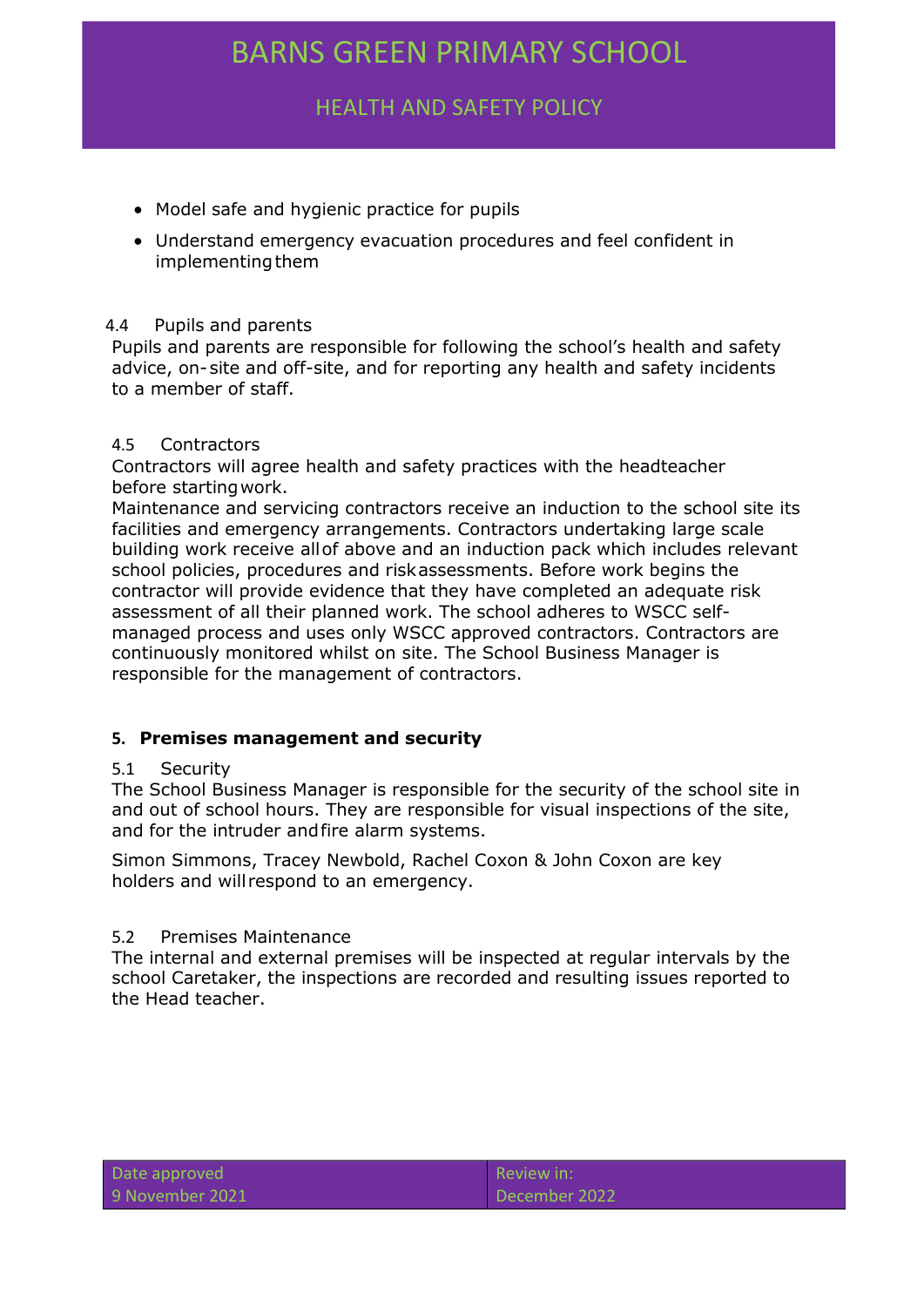- Model safe and hygienic practice for pupils
- Understand emergency evacuation procedures and feel confident in implementing them

4.4 Pupils and parents

Pupils and parents are responsible for following the school's health and safety advice, on-site and off-site, and for reporting any health and safety incidents to a member of staff.

4.5 Contractors

Contractors will agree health and safety practices with the headteacher before starting work.

Maintenance and servicing contractors receive an induction to the school site its facilities and emergency arrangements. Contractors undertaking large scale building work receive all of above and an induction pack which includes relevant school policies, procedures and risk assessments. Before work begins the contractor will provide evidence that they have completed an adequate risk assessment of all their planned work. The school adheres to WSCC self-managed process and uses only WSCC approved contractors. Contractors are continuously monitored whilst on site. The School Business Manager is responsible for the management of contractors.

## 5. Premises management and security

5.1 Security

The School Business Manager is responsible for the security of the school site in and out of school hours. They are responsible for visual inspections of the site, and for the intruder and fire alarm systems.

Simon Simmons, Tracey Newbold, Rachel Coxon & John Coxon are key holders and will respond to an emergency.

5.2 Premises Maintenance

The internal and external premises will be inspected at regular intervals by the school Caretaker, the inspections are recorded and resulting issues reported to the Head teacher.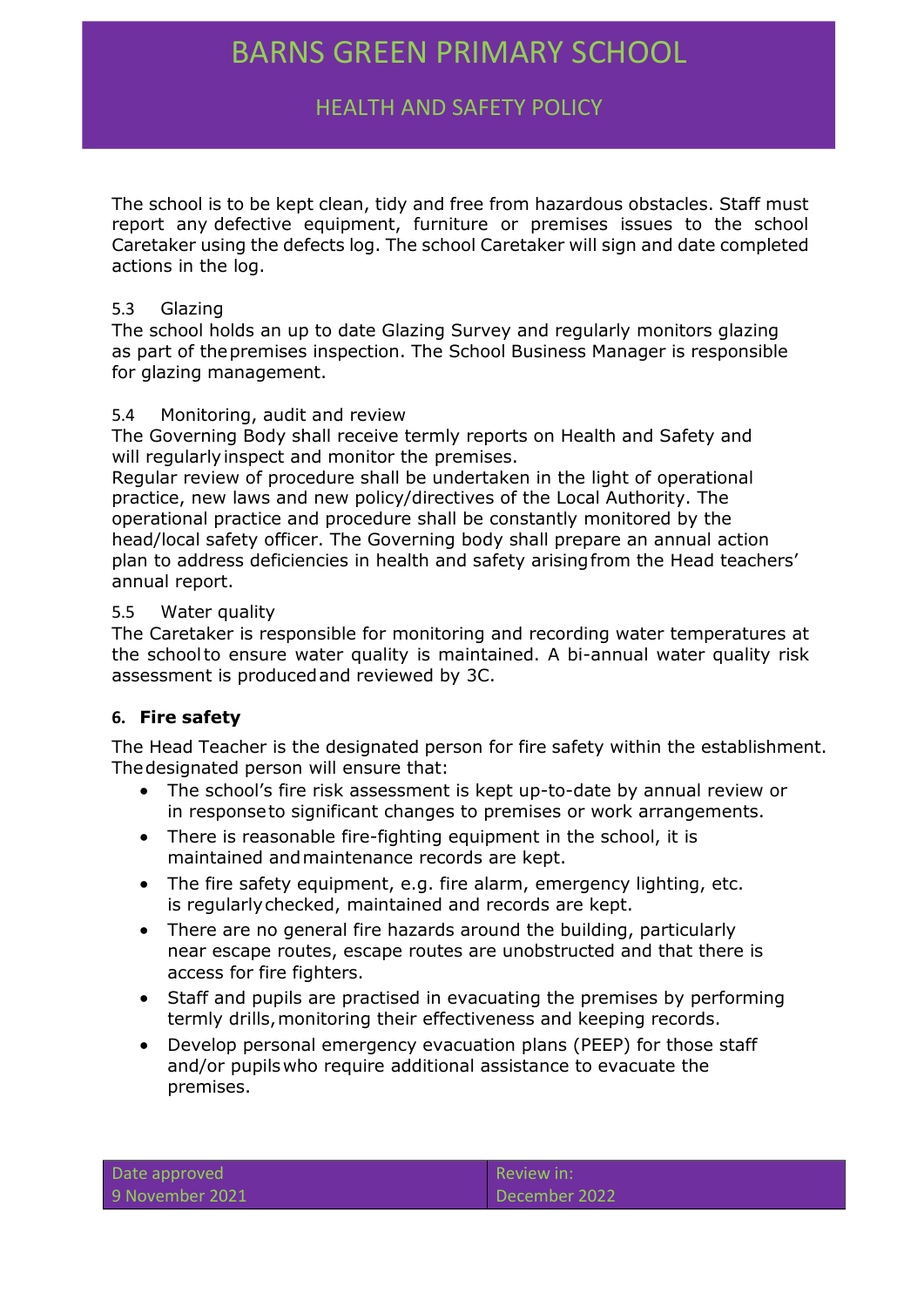The school is to be kept clean, tidy and free from hazardous obstacles. Staff must report any defective equipment, furniture or premises issues to the school Caretaker using the defects log. The school Caretaker will sign and date completed actions in the log.

### 5.3 Glazing

The school holds an up to date Glazing Survey and regularly monitors glazing as part of the premises inspection. The School Business Manager is responsible for glazing management.

### 5.4 Monitoring, audit and review

The Governing Body shall receive termly reports on Health and Safety and will regularly inspect and monitor the premises.

Regular review of procedure shall be undertaken in the light of operational practice, new laws and new policy/directives of the Local Authority. The operational practice and procedure shall be constantly monitored by the head/local safety officer. The Governing body shall prepare an annual action plan to address deficiencies in health and safety arising from the Head teachers' annual report.

### 5.5 Water quality

The Caretaker is responsible for monitoring and recording water temperatures at the school to ensure water quality is maintained. A bi-annual water quality risk assessment is produced and reviewed by 3C.

## 6. Fire safety

The Head Teacher is the designated person for fire safety within the establishment. The designated person will ensure that:

- The school's fire risk assessment is kept up-to-date by annual review or in response to significant changes to premises or work arrangements.
- There is reasonable fire-fighting equipment in the school, it is maintained and maintenance records are kept.
- The fire safety equipment, e.g. fire alarm, emergency lighting, etc. is regularly checked, maintained and records are kept.
- There are no general fire hazards around the building, particularly near escape routes, escape routes are unobstructed and that there is access for fire fighters.
- Staff and pupils are practised in evacuating the premises by performing termly drills, monitoring their effectiveness and keeping records.
- Develop personal emergency evacuation plans (PEEP) for those staff and/or pupils who require additional assistance to evacuate the premises.

| Date approved | Review in: |
|---|---|
| 9 November 2021 | December 2022 |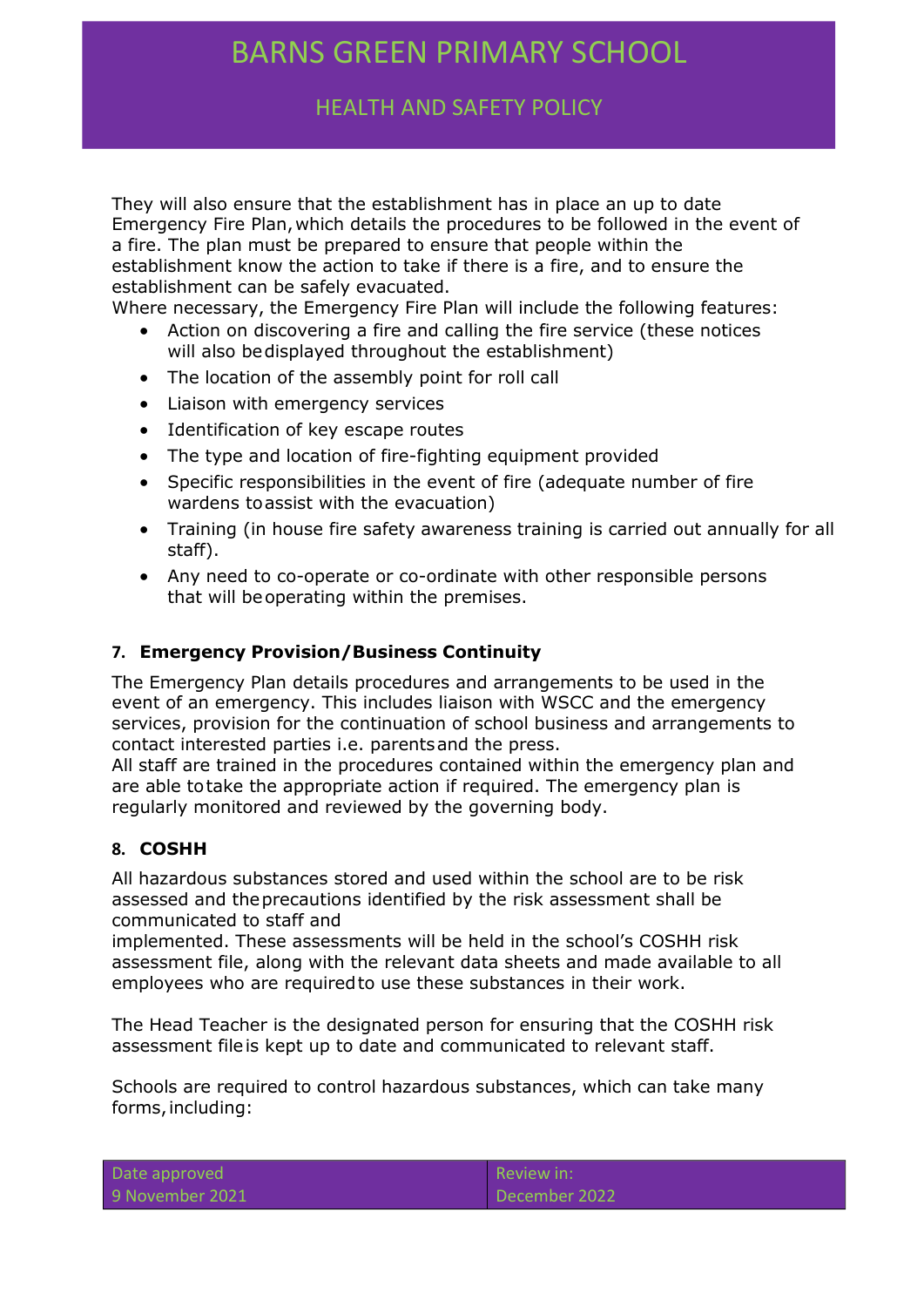They will also ensure that the establishment has in place an up to date Emergency Fire Plan, which details the procedures to be followed in the event of a fire. The plan must be prepared to ensure that people within the establishment know the action to take if there is a fire, and to ensure the establishment can be safely evacuated.

Where necessary, the Emergency Fire Plan will include the following features:

- Action on discovering a fire and calling the fire service (these notices will also be displayed throughout the establishment)
- The location of the assembly point for roll call
- Liaison with emergency services
- Identification of key escape routes
- The type and location of fire-fighting equipment provided
- Specific responsibilities in the event of fire (adequate number of fire wardens to assist with the evacuation)
- Training (in house fire safety awareness training is carried out annually for all staff).
- Any need to co-operate or co-ordinate with other responsible persons that will be operating within the premises.

## 7. Emergency Provision/Business Continuity

The Emergency Plan details procedures and arrangements to be used in the event of an emergency. This includes liaison with WSCC and the emergency services, provision for the continuation of school business and arrangements to contact interested parties i.e. parents and the press.

All staff are trained in the procedures contained within the emergency plan and are able to take the appropriate action if required. The emergency plan is regularly monitored and reviewed by the governing body.

## 8. COSHH

All hazardous substances stored and used within the school are to be risk assessed and the precautions identified by the risk assessment shall be communicated to staff and implemented. These assessments will be held in the school's COSHH risk assessment file, along with the relevant data sheets and made available to all employees who are required to use these substances in their work.

The Head Teacher is the designated person for ensuring that the COSHH risk assessment file is kept up to date and communicated to relevant staff.

Schools are required to control hazardous substances, which can take many forms, including: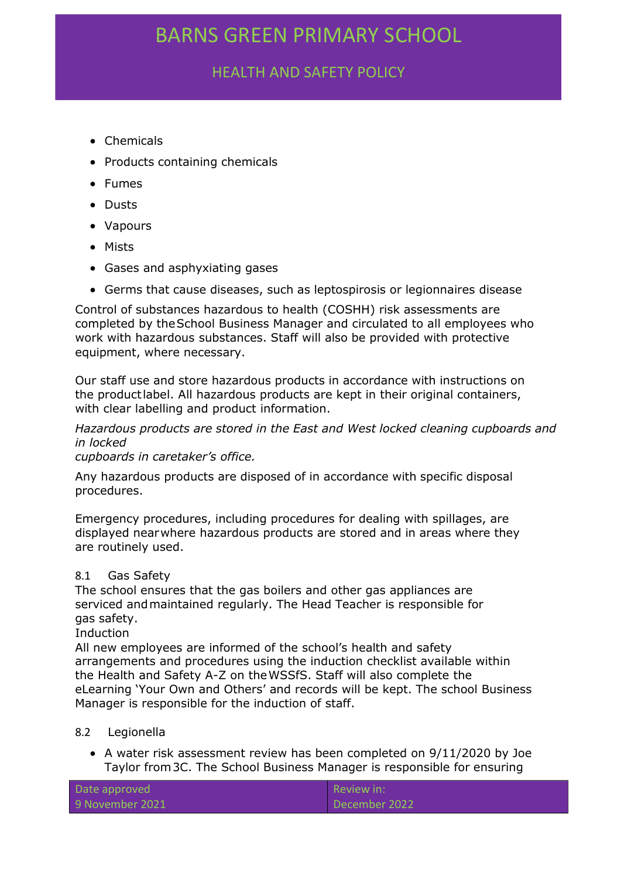- Chemicals
- Products containing chemicals
- Fumes
- Dusts
- Vapours
- Mists
- Gases and asphyxiating gases
- Germs that cause diseases, such as leptospirosis or legionnaires disease

Control of substances hazardous to health (COSHH) risk assessments are completed by the School Business Manager and circulated to all employees who work with hazardous substances. Staff will also be provided with protective equipment, where necessary.

Our staff use and store hazardous products in accordance with instructions on the product label. All hazardous products are kept in their original containers, with clear labelling and product information.

*Hazardous products are stored in the East and West locked cleaning cupboards and in locked cupboards in caretaker's office.*

Any hazardous products are disposed of in accordance with specific disposal procedures.

Emergency procedures, including procedures for dealing with spillages, are displayed near where hazardous products are stored and in areas where they are routinely used.

8.1 Gas Safety

The school ensures that the gas boilers and other gas appliances are serviced and maintained regularly. The Head Teacher is responsible for gas safety.

Induction

All new employees are informed of the school's health and safety arrangements and procedures using the induction checklist available within the Health and Safety A-Z on the WSSfS. Staff will also complete the eLearning 'Your Own and Others' and records will be kept. The school Business Manager is responsible for the induction of staff.

8.2 Legionella

- A water risk assessment review has been completed on 9/11/2020 by Joe Taylor from 3C. The School Business Manager is responsible for ensuring

| Date approved<br>9 November 2021 | Review in:<br>December 2022 |
| --- | --- |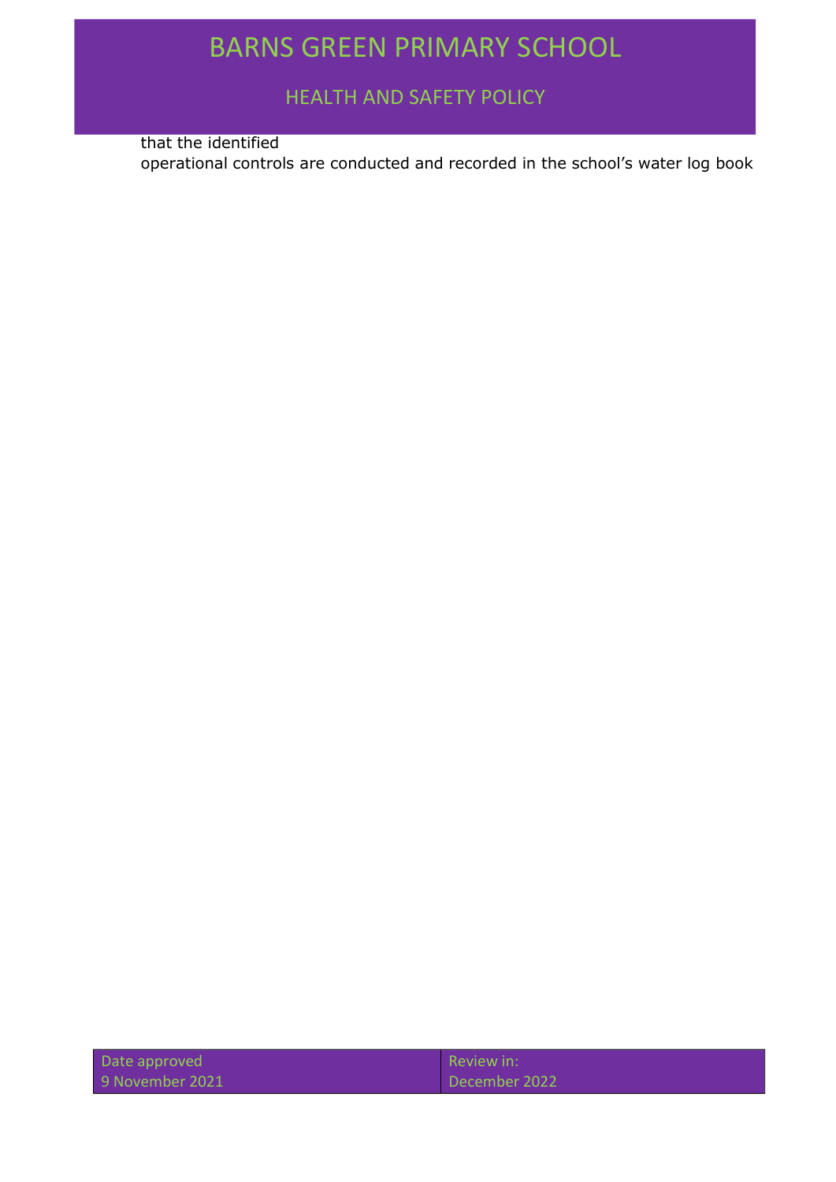that the identified
operational controls are conducted and recorded in the school's water log book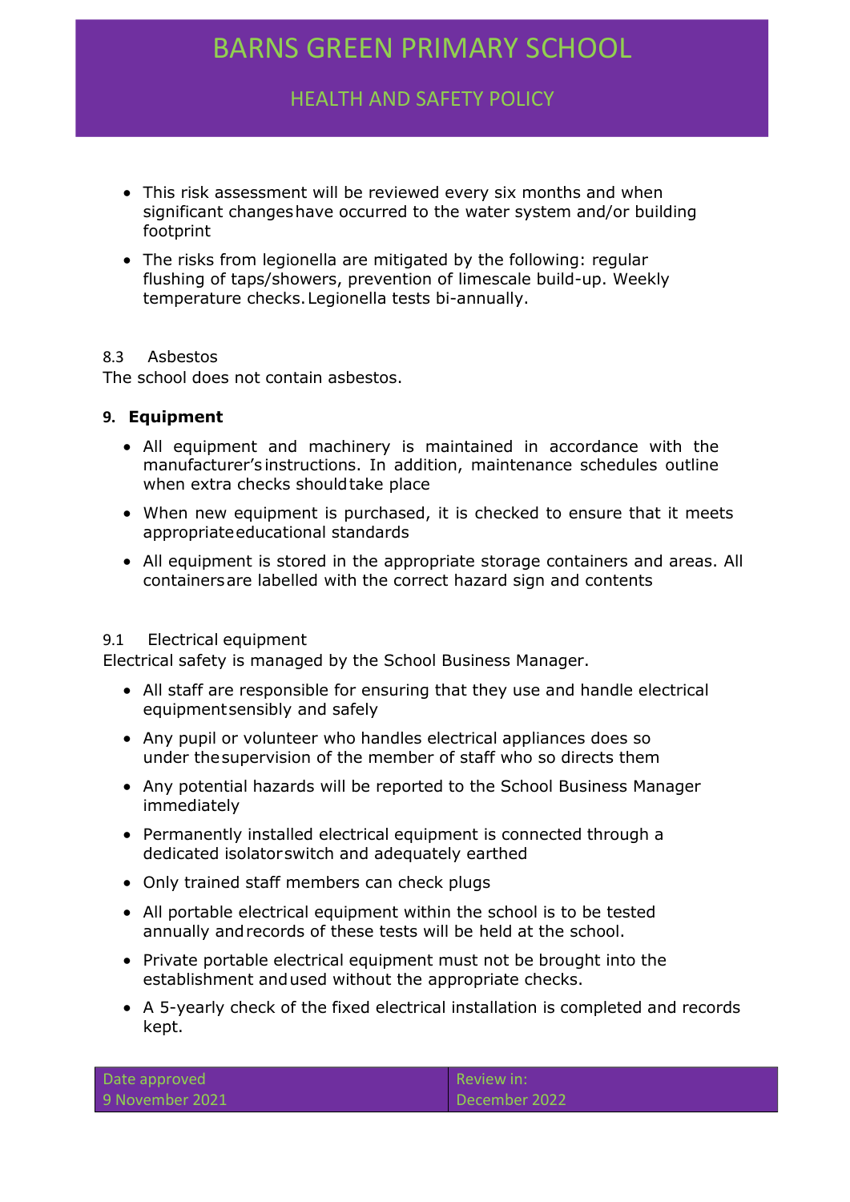- This risk assessment will be reviewed every six months and when significant changes have occurred to the water system and/or building footprint
- The risks from legionella are mitigated by the following: regular flushing of taps/showers, prevention of limescale build-up. Weekly temperature checks. Legionella tests bi-annually.

### 8.3 Asbestos

The school does not contain asbestos.

## 9. Equipment

- All equipment and machinery is maintained in accordance with the manufacturer's instructions. In addition, maintenance schedules outline when extra checks should take place
- When new equipment is purchased, it is checked to ensure that it meets appropriate educational standards
- All equipment is stored in the appropriate storage containers and areas. All containers are labelled with the correct hazard sign and contents

### 9.1 Electrical equipment

Electrical safety is managed by the School Business Manager.

- All staff are responsible for ensuring that they use and handle electrical equipment sensibly and safely
- Any pupil or volunteer who handles electrical appliances does so under the supervision of the member of staff who so directs them
- Any potential hazards will be reported to the School Business Manager immediately
- Permanently installed electrical equipment is connected through a dedicated isolator switch and adequately earthed
- Only trained staff members can check plugs
- All portable electrical equipment within the school is to be tested annually and records of these tests will be held at the school.
- Private portable electrical equipment must not be brought into the establishment and used without the appropriate checks.
- A 5-yearly check of the fixed electrical installation is completed and records kept.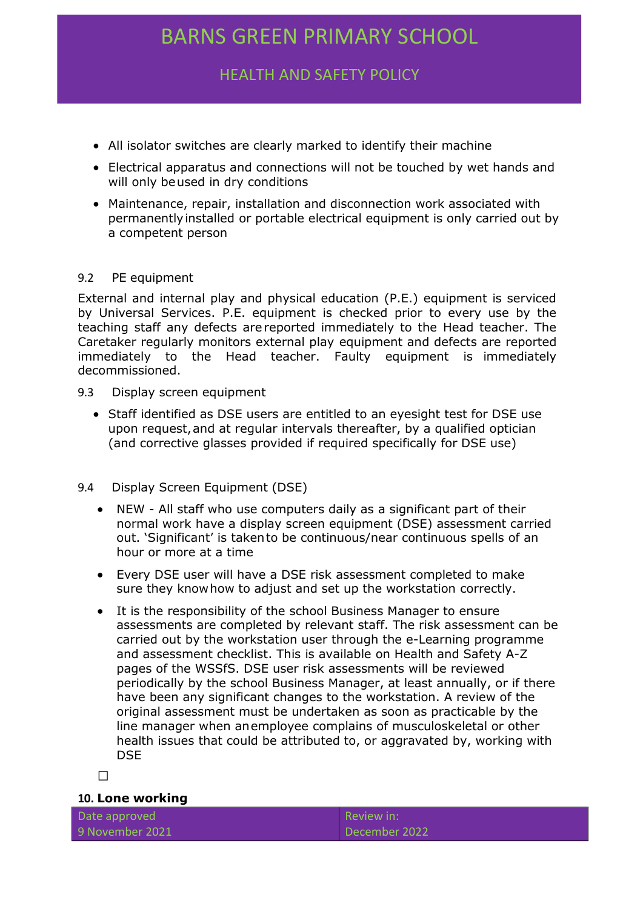- All isolator switches are clearly marked to identify their machine
- Electrical apparatus and connections will not be touched by wet hands and will only be used in dry conditions
- Maintenance, repair, installation and disconnection work associated with permanently installed or portable electrical equipment is only carried out by a competent person

9.2 PE equipment

External and internal play and physical education (P.E.) equipment is serviced by Universal Services. P.E. equipment is checked prior to every use by the teaching staff any defects are reported immediately to the Head teacher. The Caretaker regularly monitors external play equipment and defects are reported immediately to the Head teacher. Faulty equipment is immediately decommissioned.

9.3 Display screen equipment

- Staff identified as DSE users are entitled to an eyesight test for DSE use upon request, and at regular intervals thereafter, by a qualified optician (and corrective glasses provided if required specifically for DSE use)

9.4 Display Screen Equipment (DSE)

- NEW - All staff who use computers daily as a significant part of their normal work have a display screen equipment (DSE) assessment carried out. 'Significant' is taken to be continuous/near continuous spells of an hour or more at a time
- Every DSE user will have a DSE risk assessment completed to make sure they know how to adjust and set up the workstation correctly.
- It is the responsibility of the school Business Manager to ensure assessments are completed by relevant staff. The risk assessment can be carried out by the workstation user through the e-Learning programme and assessment checklist. This is available on Health and Safety A-Z pages of the WSSfS. DSE user risk assessments will be reviewed periodically by the school Business Manager, at least annually, or if there have been any significant changes to the workstation. A review of the original assessment must be undertaken as soon as practicable by the line manager when an employee complains of musculoskeletal or other health issues that could be attributed to, or aggravated by, working with DSE

☐

## 10. Lone working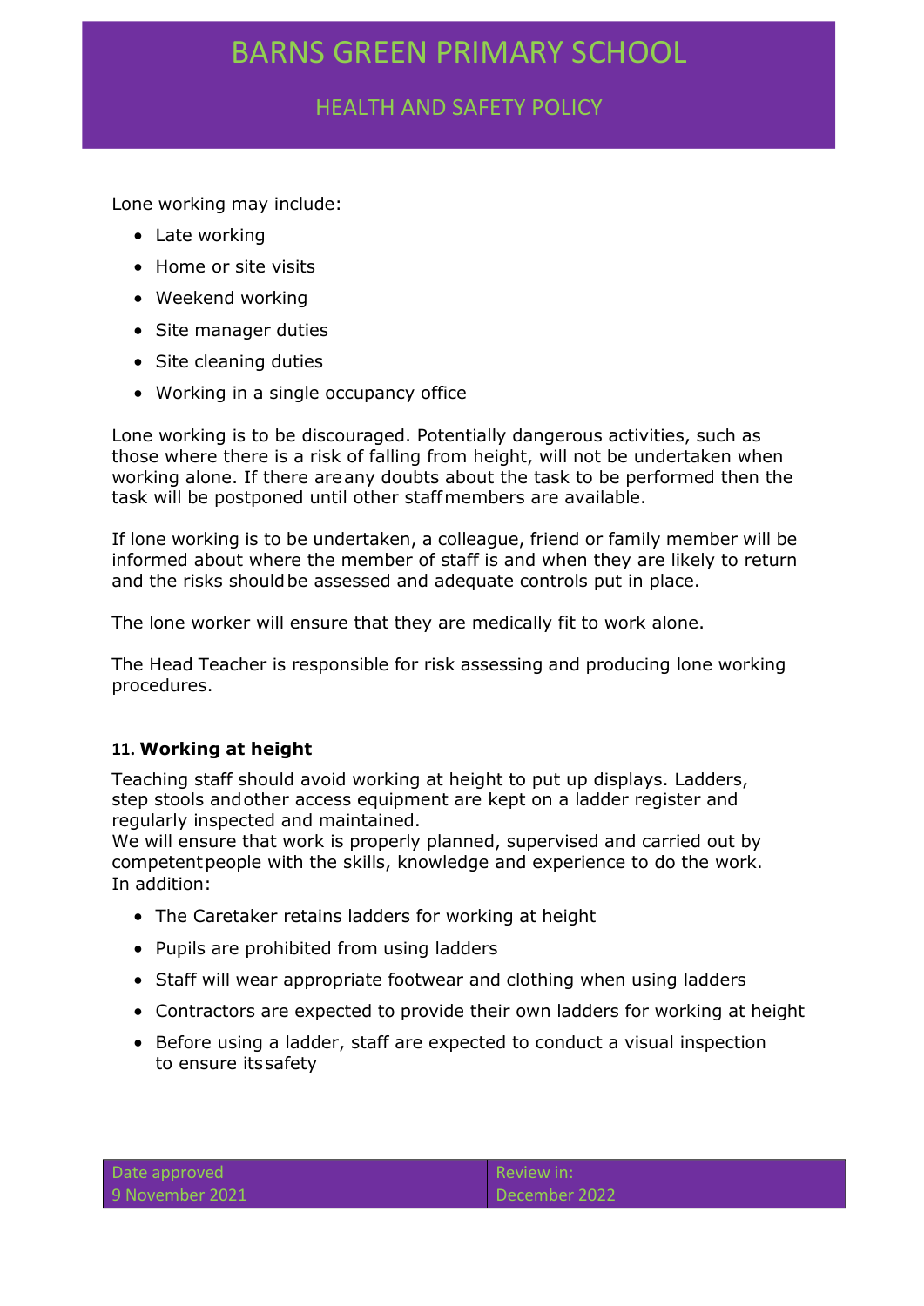Lone working may include:

- Late working
- Home or site visits
- Weekend working
- Site manager duties
- Site cleaning duties
- Working in a single occupancy office

Lone working is to be discouraged. Potentially dangerous activities, such as those where there is a risk of falling from height, will not be undertaken when working alone. If there are any doubts about the task to be performed then the task will be postponed until other staff members are available.

If lone working is to be undertaken, a colleague, friend or family member will be informed about where the member of staff is and when they are likely to return and the risks should be assessed and adequate controls put in place.

The lone worker will ensure that they are medically fit to work alone.

The Head Teacher is responsible for risk assessing and producing lone working procedures.

### 11. Working at height

Teaching staff should avoid working at height to put up displays. Ladders, step stools and other access equipment are kept on a ladder register and regularly inspected and maintained.
We will ensure that work is properly planned, supervised and carried out by competent people with the skills, knowledge and experience to do the work. In addition:

- The Caretaker retains ladders for working at height
- Pupils are prohibited from using ladders
- Staff will wear appropriate footwear and clothing when using ladders
- Contractors are expected to provide their own ladders for working at height
- Before using a ladder, staff are expected to conduct a visual inspection to ensure its safety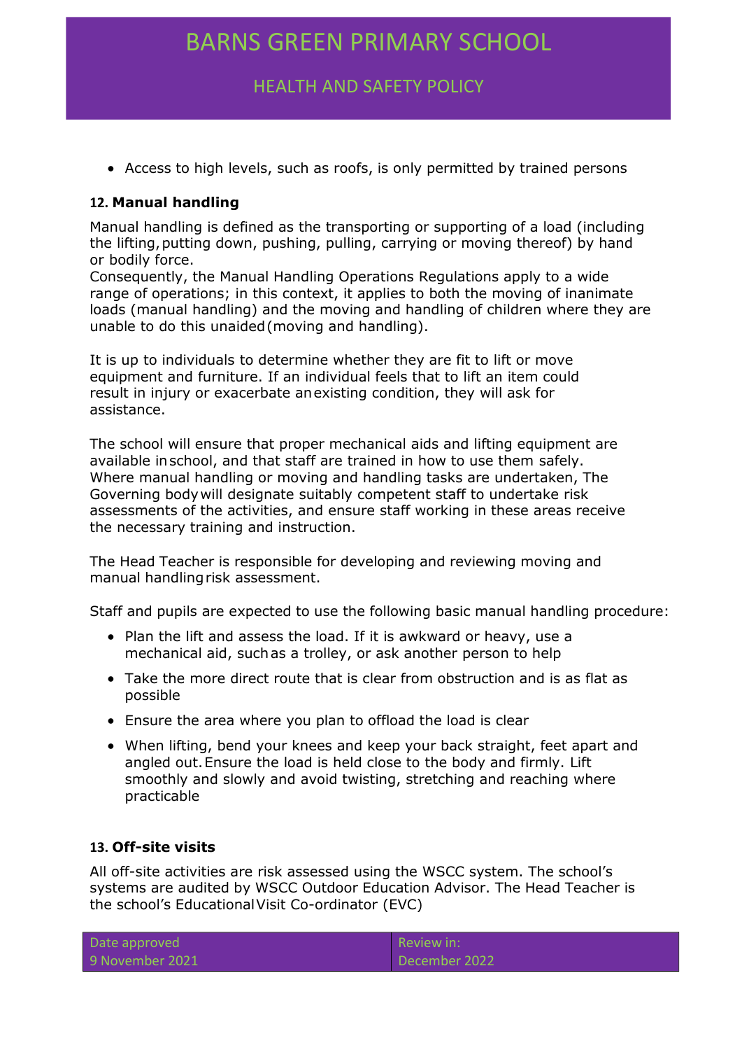- Access to high levels, such as roofs, is only permitted by trained persons

## 12. Manual handling

Manual handling is defined as the transporting or supporting of a load (including the lifting, putting down, pushing, pulling, carrying or moving thereof) by hand or bodily force.
Consequently, the Manual Handling Operations Regulations apply to a wide range of operations; in this context, it applies to both the moving of inanimate loads (manual handling) and the moving and handling of children where they are unable to do this unaided (moving and handling).

It is up to individuals to determine whether they are fit to lift or move equipment and furniture. If an individual feels that to lift an item could result in injury or exacerbate an existing condition, they will ask for assistance.

The school will ensure that proper mechanical aids and lifting equipment are available in school, and that staff are trained in how to use them safely. Where manual handling or moving and handling tasks are undertaken, The Governing body will designate suitably competent staff to undertake risk assessments of the activities, and ensure staff working in these areas receive the necessary training and instruction.

The Head Teacher is responsible for developing and reviewing moving and manual handling risk assessment.

Staff and pupils are expected to use the following basic manual handling procedure:

- Plan the lift and assess the load. If it is awkward or heavy, use a mechanical aid, such as a trolley, or ask another person to help
- Take the more direct route that is clear from obstruction and is as flat as possible
- Ensure the area where you plan to offload the load is clear
- When lifting, bend your knees and keep your back straight, feet apart and angled out. Ensure the load is held close to the body and firmly. Lift smoothly and slowly and avoid twisting, stretching and reaching where practicable

## 13. Off-site visits

All off-site activities are risk assessed using the WSCC system. The school's systems are audited by WSCC Outdoor Education Advisor. The Head Teacher is the school's Educational Visit Co-ordinator (EVC)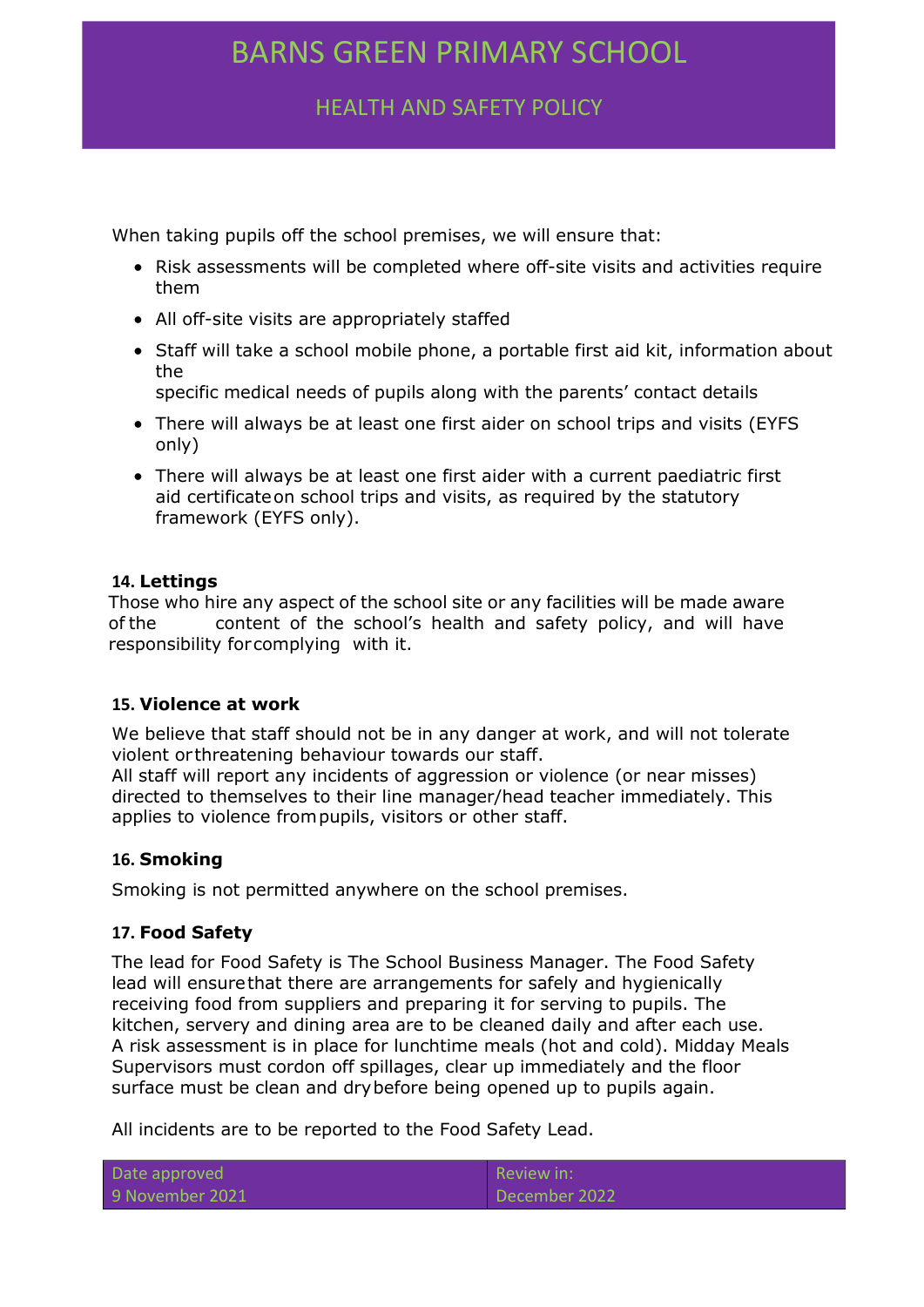When taking pupils off the school premises, we will ensure that:

- Risk assessments will be completed where off-site visits and activities require them
- All off-site visits are appropriately staffed
- Staff will take a school mobile phone, a portable first aid kit, information about the specific medical needs of pupils along with the parents' contact details
- There will always be at least one first aider on school trips and visits (EYFS only)
- There will always be at least one first aider with a current paediatric first aid certificate on school trips and visits, as required by the statutory framework (EYFS only).

## 14. Lettings

Those who hire any aspect of the school site or any facilities will be made aware of the content of the school's health and safety policy, and will have responsibility for complying with it.

## 15. Violence at work

We believe that staff should not be in any danger at work, and will not tolerate violent or threatening behaviour towards our staff.
All staff will report any incidents of aggression or violence (or near misses) directed to themselves to their line manager/head teacher immediately. This applies to violence from pupils, visitors or other staff.

## 16. Smoking

Smoking is not permitted anywhere on the school premises.

## 17. Food Safety

The lead for Food Safety is The School Business Manager. The Food Safety lead will ensure that there are arrangements for safely and hygienically receiving food from suppliers and preparing it for serving to pupils. The kitchen, servery and dining area are to be cleaned daily and after each use. A risk assessment is in place for lunchtime meals (hot and cold). Midday Meals Supervisors must cordon off spillages, clear up immediately and the floor surface must be clean and dry before being opened up to pupils again.

All incidents are to be reported to the Food Safety Lead.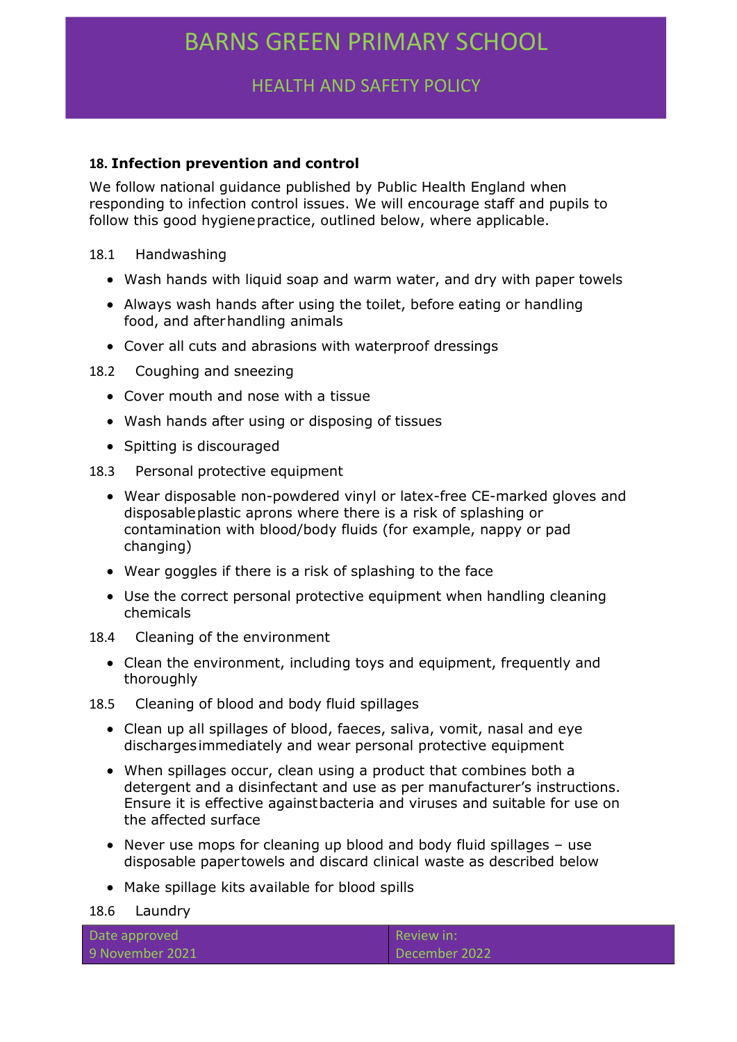### 18. Infection prevention and control

We follow national guidance published by Public Health England when responding to infection control issues. We will encourage staff and pupils to follow this good hygiene practice, outlined below, where applicable.

18.1 Handwashing

- Wash hands with liquid soap and warm water, and dry with paper towels
- Always wash hands after using the toilet, before eating or handling food, and after handling animals
- Cover all cuts and abrasions with waterproof dressings

18.2 Coughing and sneezing

- Cover mouth and nose with a tissue
- Wash hands after using or disposing of tissues
- Spitting is discouraged

18.3 Personal protective equipment

- Wear disposable non-powdered vinyl or latex-free CE-marked gloves and disposable plastic aprons where there is a risk of splashing or contamination with blood/body fluids (for example, nappy or pad changing)
- Wear goggles if there is a risk of splashing to the face
- Use the correct personal protective equipment when handling cleaning chemicals

18.4 Cleaning of the environment

- Clean the environment, including toys and equipment, frequently and thoroughly

18.5 Cleaning of blood and body fluid spillages

- Clean up all spillages of blood, faeces, saliva, vomit, nasal and eye discharges immediately and wear personal protective equipment
- When spillages occur, clean using a product that combines both a detergent and a disinfectant and use as per manufacturer's instructions. Ensure it is effective against bacteria and viruses and suitable for use on the affected surface
- Never use mops for cleaning up blood and body fluid spillages – use disposable paper towels and discard clinical waste as described below
- Make spillage kits available for blood spills

18.6 Laundry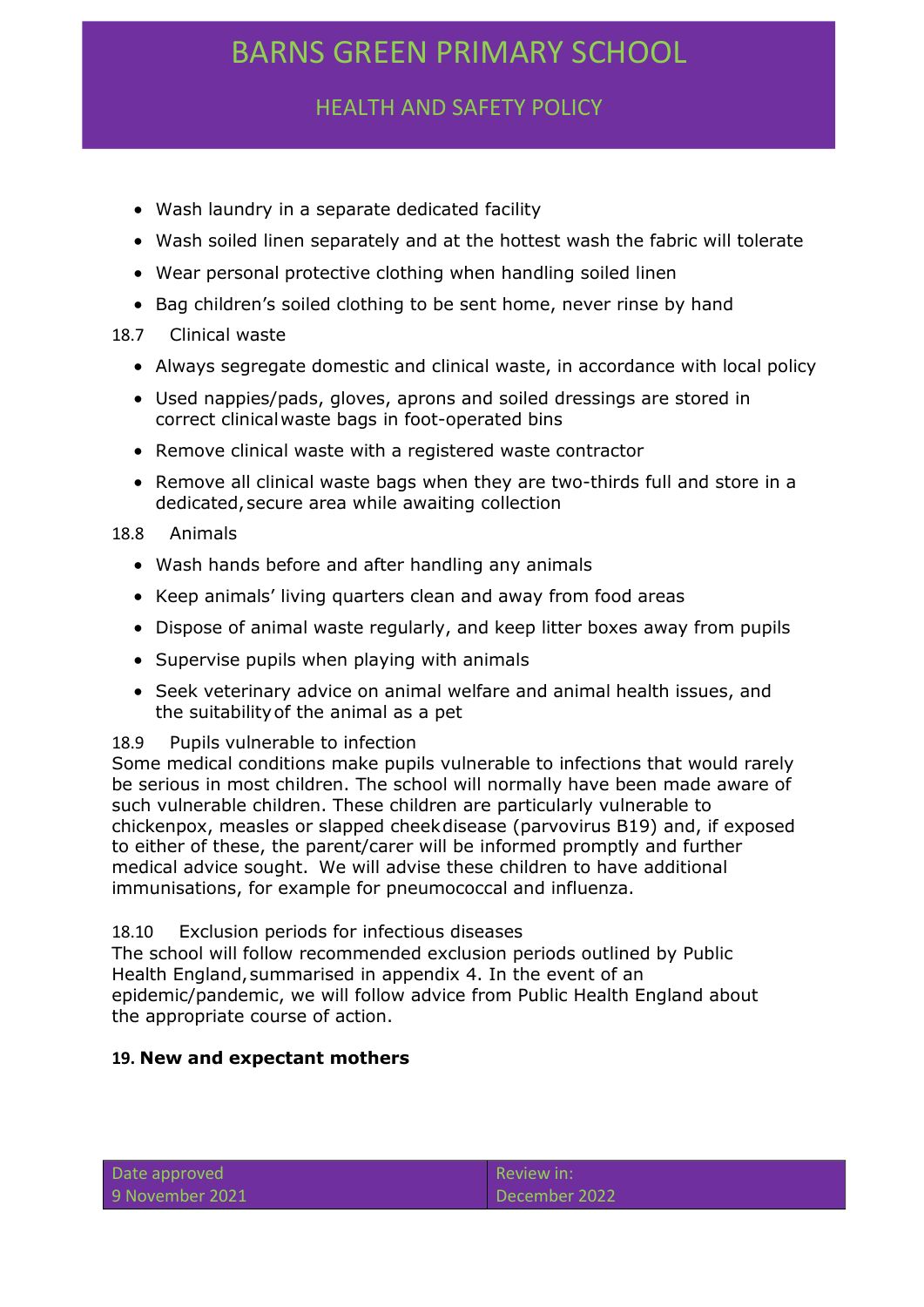- Wash laundry in a separate dedicated facility
- Wash soiled linen separately and at the hottest wash the fabric will tolerate
- Wear personal protective clothing when handling soiled linen
- Bag children's soiled clothing to be sent home, never rinse by hand

18.7 Clinical waste

- Always segregate domestic and clinical waste, in accordance with local policy
- Used nappies/pads, gloves, aprons and soiled dressings are stored in correct clinical waste bags in foot-operated bins
- Remove clinical waste with a registered waste contractor
- Remove all clinical waste bags when they are two-thirds full and store in a dedicated, secure area while awaiting collection

18.8 Animals

- Wash hands before and after handling any animals
- Keep animals' living quarters clean and away from food areas
- Dispose of animal waste regularly, and keep litter boxes away from pupils
- Supervise pupils when playing with animals
- Seek veterinary advice on animal welfare and animal health issues, and the suitability of the animal as a pet

18.9 Pupils vulnerable to infection

Some medical conditions make pupils vulnerable to infections that would rarely be serious in most children. The school will normally have been made aware of such vulnerable children. These children are particularly vulnerable to chickenpox, measles or slapped cheek disease (parvovirus B19) and, if exposed to either of these, the parent/carer will be informed promptly and further medical advice sought. We will advise these children to have additional immunisations, for example for pneumococcal and influenza.

18.10 Exclusion periods for infectious diseases

The school will follow recommended exclusion periods outlined by Public Health England, summarised in appendix 4. In the event of an epidemic/pandemic, we will follow advice from Public Health England about the appropriate course of action.

## 19. New and expectant mothers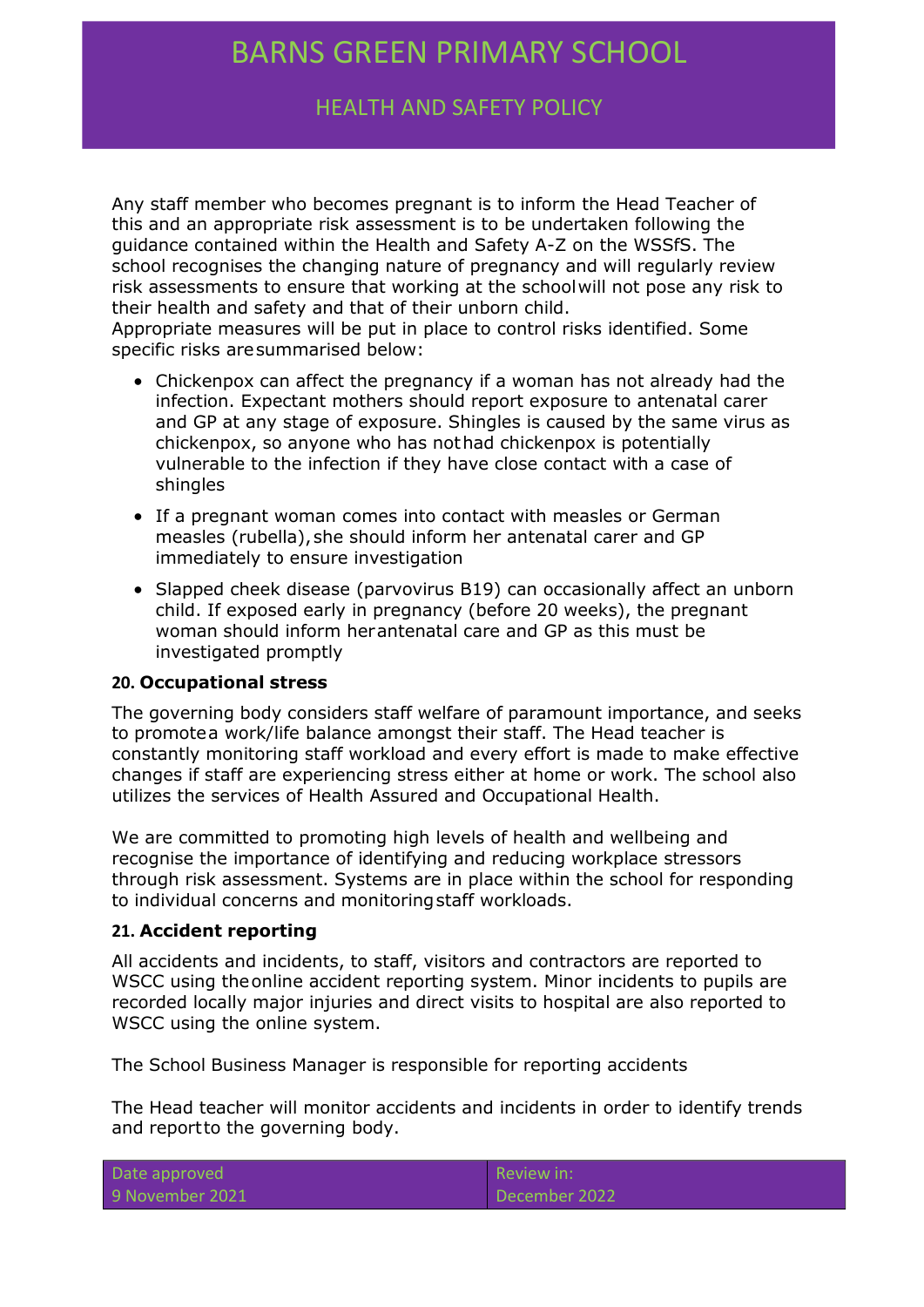Any staff member who becomes pregnant is to inform the Head Teacher of this and an appropriate risk assessment is to be undertaken following the guidance contained within the Health and Safety A-Z on the WSSfS. The school recognises the changing nature of pregnancy and will regularly review risk assessments to ensure that working at the school will not pose any risk to their health and safety and that of their unborn child.
Appropriate measures will be put in place to control risks identified. Some specific risks are summarised below:

- Chickenpox can affect the pregnancy if a woman has not already had the infection. Expectant mothers should report exposure to antenatal carer and GP at any stage of exposure. Shingles is caused by the same virus as chickenpox, so anyone who has not had chickenpox is potentially vulnerable to the infection if they have close contact with a case of shingles
- If a pregnant woman comes into contact with measles or German measles (rubella), she should inform her antenatal carer and GP immediately to ensure investigation
- Slapped cheek disease (parvovirus B19) can occasionally affect an unborn child. If exposed early in pregnancy (before 20 weeks), the pregnant woman should inform her antenatal care and GP as this must be investigated promptly

### 20. Occupational stress

The governing body considers staff welfare of paramount importance, and seeks to promote a work/life balance amongst their staff. The Head teacher is constantly monitoring staff workload and every effort is made to make effective changes if staff are experiencing stress either at home or work. The school also utilizes the services of Health Assured and Occupational Health.

We are committed to promoting high levels of health and wellbeing and recognise the importance of identifying and reducing workplace stressors through risk assessment. Systems are in place within the school for responding to individual concerns and monitoring staff workloads.

### 21. Accident reporting

All accidents and incidents, to staff, visitors and contractors are reported to WSCC using the online accident reporting system. Minor incidents to pupils are recorded locally major injuries and direct visits to hospital are also reported to WSCC using the online system.

The School Business Manager is responsible for reporting accidents

The Head teacher will monitor accidents and incidents in order to identify trends and report to the governing body.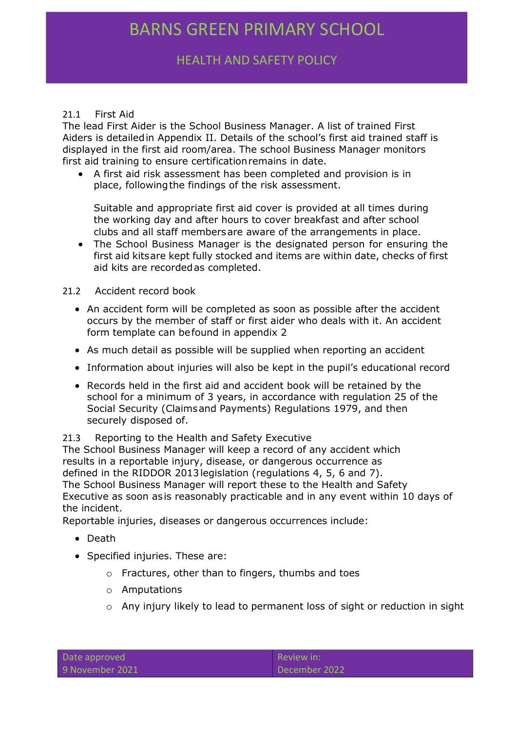### 21.1 First Aid

The lead First Aider is the School Business Manager. A list of trained First Aiders is detailed in Appendix II. Details of the school's first aid trained staff is displayed in the first aid room/area. The school Business Manager monitors first aid training to ensure certification remains in date.

- A first aid risk assessment has been completed and provision is in place, following the findings of the risk assessment.

  Suitable and appropriate first aid cover is provided at all times during the working day and after hours to cover breakfast and after school clubs and all staff members are aware of the arrangements in place.
- The School Business Manager is the designated person for ensuring the first aid kits are kept fully stocked and items are within date, checks of first aid kits are recorded as completed.

### 21.2 Accident record book

- An accident form will be completed as soon as possible after the accident occurs by the member of staff or first aider who deals with it. An accident form template can be found in appendix 2
- As much detail as possible will be supplied when reporting an accident
- Information about injuries will also be kept in the pupil's educational record
- Records held in the first aid and accident book will be retained by the school for a minimum of 3 years, in accordance with regulation 25 of the Social Security (Claims and Payments) Regulations 1979, and then securely disposed of.

### 21.3 Reporting to the Health and Safety Executive

The School Business Manager will keep a record of any accident which results in a reportable injury, disease, or dangerous occurrence as defined in the RIDDOR 2013 legislation (regulations 4, 5, 6 and 7). The School Business Manager will report these to the Health and Safety Executive as soon as is reasonably practicable and in any event within 10 days of the incident.

Reportable injuries, diseases or dangerous occurrences include:

- Death
- Specified injuries. These are:
  - Fractures, other than to fingers, thumbs and toes
  - Amputations
  - Any injury likely to lead to permanent loss of sight or reduction in sight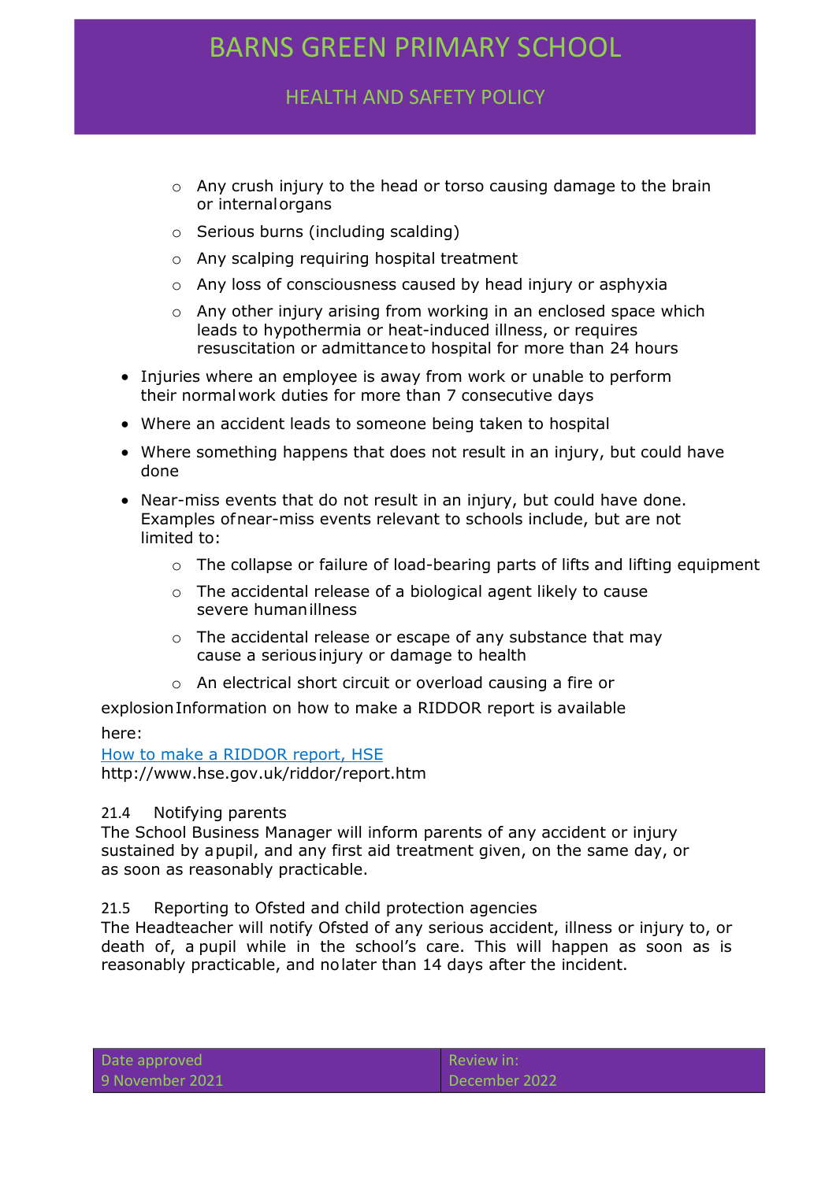- Any crush injury to the head or torso causing damage to the brain or internal organs
  - Serious burns (including scalding)
  - Any scalping requiring hospital treatment
  - Any loss of consciousness caused by head injury or asphyxia
  - Any other injury arising from working in an enclosed space which leads to hypothermia or heat-induced illness, or requires resuscitation or admittance to hospital for more than 24 hours
- Injuries where an employee is away from work or unable to perform their normal work duties for more than 7 consecutive days
- Where an accident leads to someone being taken to hospital
- Where something happens that does not result in an injury, but could have done
- Near-miss events that do not result in an injury, but could have done. Examples of near-miss events relevant to schools include, but are not limited to:
  - The collapse or failure of load-bearing parts of lifts and lifting equipment
  - The accidental release of a biological agent likely to cause severe human illness
  - The accidental release or escape of any substance that may cause a serious injury or damage to health
  - An electrical short circuit or overload causing a fire or

explosion Information on how to make a RIDDOR report is available here:

[How to make a RIDDOR report, HSE](http://www.hse.gov.uk/riddor/report.htm)
http://www.hse.gov.uk/riddor/report.htm

21.4 Notifying parents

The School Business Manager will inform parents of any accident or injury sustained by a pupil, and any first aid treatment given, on the same day, or as soon as reasonably practicable.

21.5 Reporting to Ofsted and child protection agencies

The Headteacher will notify Ofsted of any serious accident, illness or injury to, or death of, a pupil while in the school's care. This will happen as soon as is reasonably practicable, and no later than 14 days after the incident.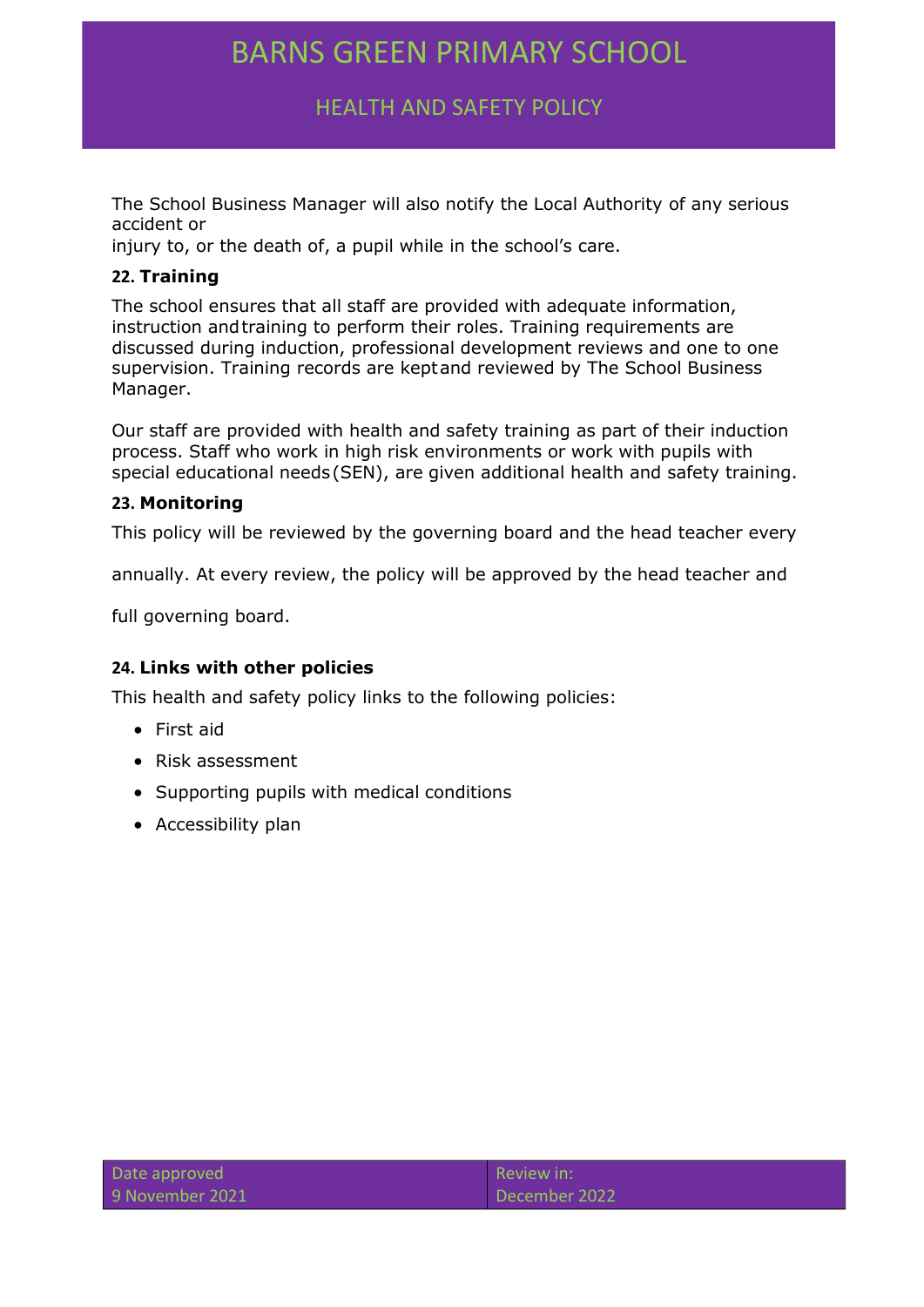The School Business Manager will also notify the Local Authority of any serious accident or injury to, or the death of, a pupil while in the school's care.

## 22. Training

The school ensures that all staff are provided with adequate information, instruction and training to perform their roles. Training requirements are discussed during induction, professional development reviews and one to one supervision. Training records are kept and reviewed by The School Business Manager.

Our staff are provided with health and safety training as part of their induction process. Staff who work in high risk environments or work with pupils with special educational needs (SEN), are given additional health and safety training.

## 23. Monitoring

This policy will be reviewed by the governing board and the head teacher every

annually. At every review, the policy will be approved by the head teacher and

full governing board.

## 24. Links with other policies

This health and safety policy links to the following policies:

- First aid
- Risk assessment
- Supporting pupils with medical conditions
- Accessibility plan

| Date approved | Review in: |
|---|---|
| 9 November 2021 | December 2022 |